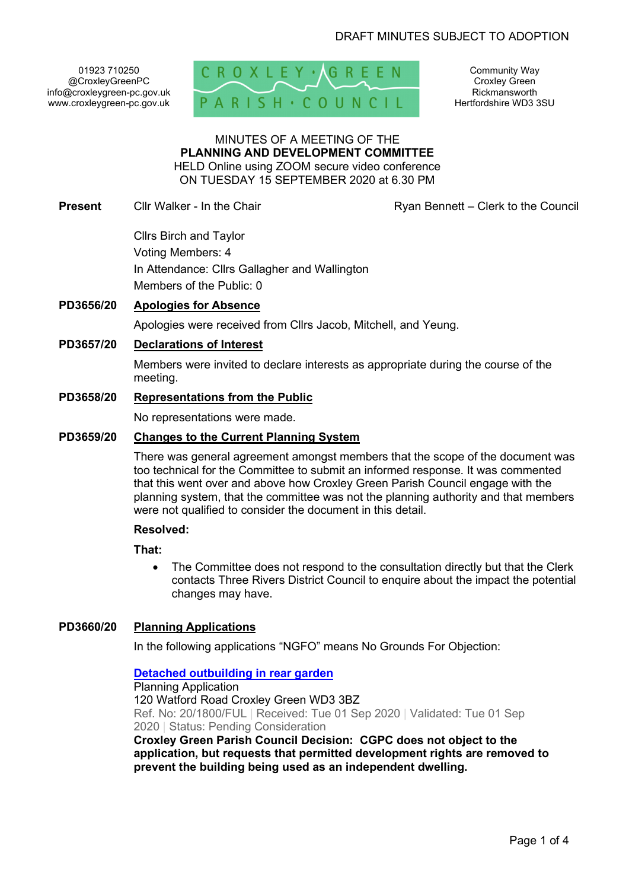DRAFT MINUTES SUBJECT TO ADOPTION

01923 710250
@CroxleyGreenPC
info@croxleygreen-pc.gov.uk
www.croxleygreen-pc.gov.uk

CROXLEY GREEN PARISH COUNCIL

Community Way
Croxley Green
Rickmansworth
Hertfordshire WD3 3SU

MINUTES OF A MEETING OF THE
**PLANNING AND DEVELOPMENT COMMITTEE**
HELD Online using ZOOM secure video conference
ON TUESDAY 15 SEPTEMBER 2020 at 6.30 PM

**Present** Cllr Walker - In the Chair — Ryan Bennett – Clerk to the Council

Cllrs Birch and Taylor
Voting Members: 4
In Attendance: Cllrs Gallagher and Wallington
Members of the Public: 0

**PD3656/20** **Apologies for Absence**

Apologies were received from Cllrs Jacob, Mitchell, and Yeung.

**PD3657/20** **Declarations of Interest**

Members were invited to declare interests as appropriate during the course of the meeting.

**PD3658/20** **Representations from the Public**

No representations were made.

**PD3659/20** **Changes to the Current Planning System**

There was general agreement amongst members that the scope of the document was too technical for the Committee to submit an informed response. It was commented that this went over and above how Croxley Green Parish Council engage with the planning system, that the committee was not the planning authority and that members were not qualified to consider the document in this detail.

**Resolved:**

**That:**

- The Committee does not respond to the consultation directly but that the Clerk contacts Three Rivers District Council to enquire about the impact the potential changes may have.

**PD3660/20** **Planning Applications**

In the following applications "NGFO" means No Grounds For Objection:

**Detached outbuilding in rear garden**
Planning Application
120 Watford Road Croxley Green WD3 3BZ
Ref. No: 20/1800/FUL | Received: Tue 01 Sep 2020 | Validated: Tue 01 Sep 2020 | Status: Pending Consideration
**Croxley Green Parish Council Decision: CGPC does not object to the application, but requests that permitted development rights are removed to prevent the building being used as an independent dwelling.**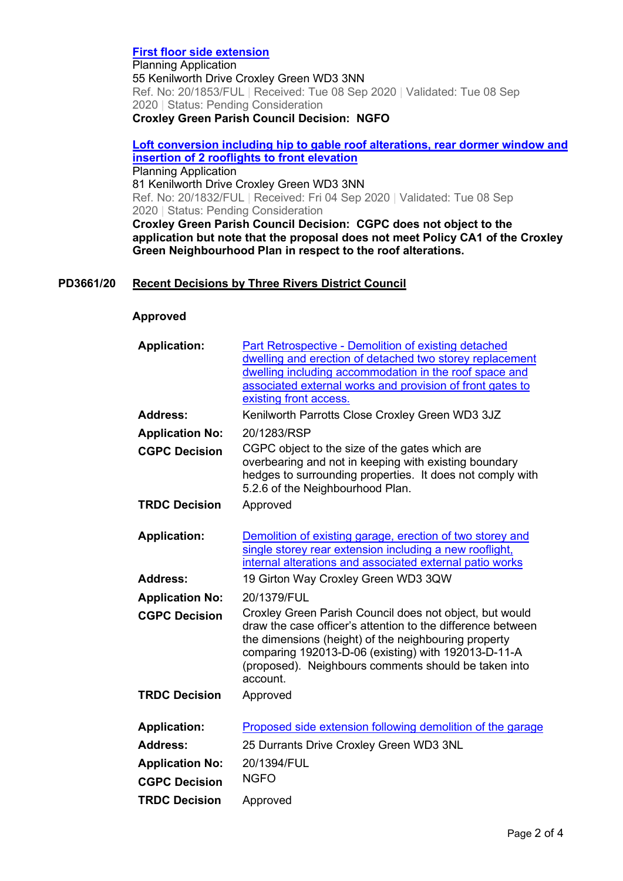**First floor side extension**
Planning Application
55 Kenilworth Drive Croxley Green WD3 3NN
Ref. No: 20/1853/FUL | Received: Tue 08 Sep 2020 | Validated: Tue 08 Sep 2020 | Status: Pending Consideration
**Croxley Green Parish Council Decision: NGFO**

**Loft conversion including hip to gable roof alterations, rear dormer window and insertion of 2 rooflights to front elevation**
Planning Application
81 Kenilworth Drive Croxley Green WD3 3NN
Ref. No: 20/1832/FUL | Received: Fri 04 Sep 2020 | Validated: Tue 08 Sep 2020 | Status: Pending Consideration
**Croxley Green Parish Council Decision: CGPC does not object to the application but note that the proposal does not meet Policy CA1 of the Croxley Green Neighbourhood Plan in respect to the roof alterations.**

## PD3661/20 Recent Decisions by Three Rivers District Council

**Approved**

| | |
|---|---|
| **Application:** | Part Retrospective - Demolition of existing detached dwelling and erection of detached two storey replacement dwelling including accommodation in the roof space and associated external works and provision of front gates to existing front access. |
| **Address:** | Kenilworth Parrotts Close Croxley Green WD3 3JZ |
| **Application No:** | 20/1283/RSP |
| **CGPC Decision** | CGPC object to the size of the gates which are overbearing and not in keeping with existing boundary hedges to surrounding properties. It does not comply with 5.2.6 of the Neighbourhood Plan. |
| **TRDC Decision** | Approved |

| | |
|---|---|
| **Application:** | Demolition of existing garage, erection of two storey and single storey rear extension including a new rooflight, internal alterations and associated external patio works |
| **Address:** | 19 Girton Way Croxley Green WD3 3QW |
| **Application No:** | 20/1379/FUL |
| **CGPC Decision** | Croxley Green Parish Council does not object, but would draw the case officer's attention to the difference between the dimensions (height) of the neighbouring property comparing 192013-D-06 (existing) with 192013-D-11-A (proposed). Neighbours comments should be taken into account. |
| **TRDC Decision** | Approved |

| | |
|---|---|
| **Application:** | Proposed side extension following demolition of the garage |
| **Address:** | 25 Durrants Drive Croxley Green WD3 3NL |
| **Application No:** | 20/1394/FUL |
| **CGPC Decision** | NGFO |
| **TRDC Decision** | Approved |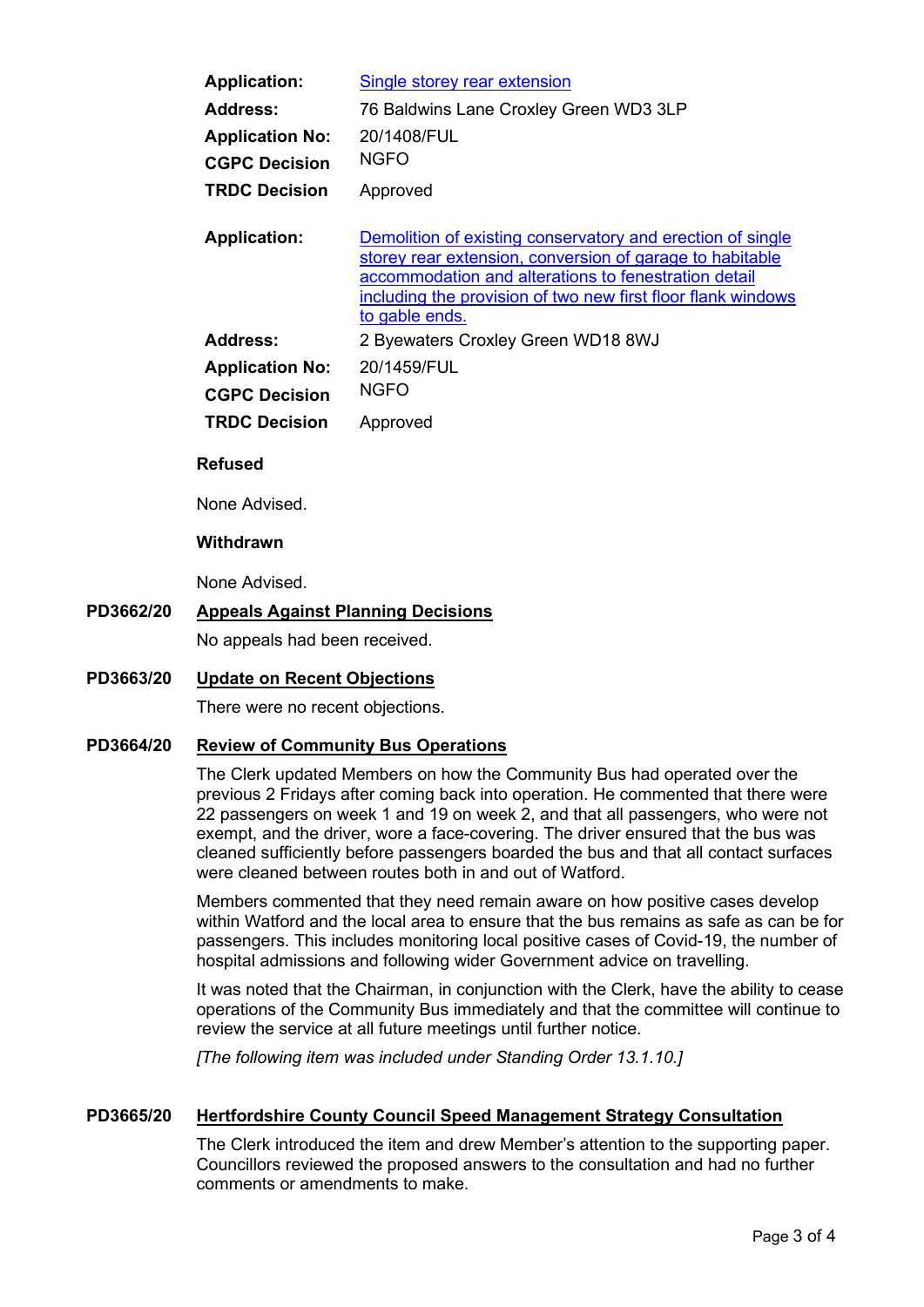| | |
|---|---|
| **Application:** | Single storey rear extension |
| **Address:** | 76 Baldwins Lane Croxley Green WD3 3LP |
| **Application No:** | 20/1408/FUL |
| **CGPC Decision** | NGFO |
| **TRDC Decision** | Approved |

| | |
|---|---|
| **Application:** | Demolition of existing conservatory and erection of single storey rear extension, conversion of garage to habitable accommodation and alterations to fenestration detail including the provision of two new first floor flank windows to gable ends. |
| **Address:** | 2 Byewaters Croxley Green WD18 8WJ |
| **Application No:** | 20/1459/FUL |
| **CGPC Decision** | NGFO |
| **TRDC Decision** | Approved |

**Refused**

None Advised.

**Withdrawn**

None Advised.

## PD3662/20 Appeals Against Planning Decisions

No appeals had been received.

## PD3663/20 Update on Recent Objections

There were no recent objections.

## PD3664/20 Review of Community Bus Operations

The Clerk updated Members on how the Community Bus had operated over the previous 2 Fridays after coming back into operation. He commented that there were 22 passengers on week 1 and 19 on week 2, and that all passengers, who were not exempt, and the driver, wore a face-covering. The driver ensured that the bus was cleaned sufficiently before passengers boarded the bus and that all contact surfaces were cleaned between routes both in and out of Watford.

Members commented that they need remain aware on how positive cases develop within Watford and the local area to ensure that the bus remains as safe as can be for passengers. This includes monitoring local positive cases of Covid-19, the number of hospital admissions and following wider Government advice on travelling.

It was noted that the Chairman, in conjunction with the Clerk, have the ability to cease operations of the Community Bus immediately and that the committee will continue to review the service at all future meetings until further notice.

*[The following item was included under Standing Order 13.1.10.]*

## PD3665/20 Hertfordshire County Council Speed Management Strategy Consultation

The Clerk introduced the item and drew Member's attention to the supporting paper. Councillors reviewed the proposed answers to the consultation and had no further comments or amendments to make.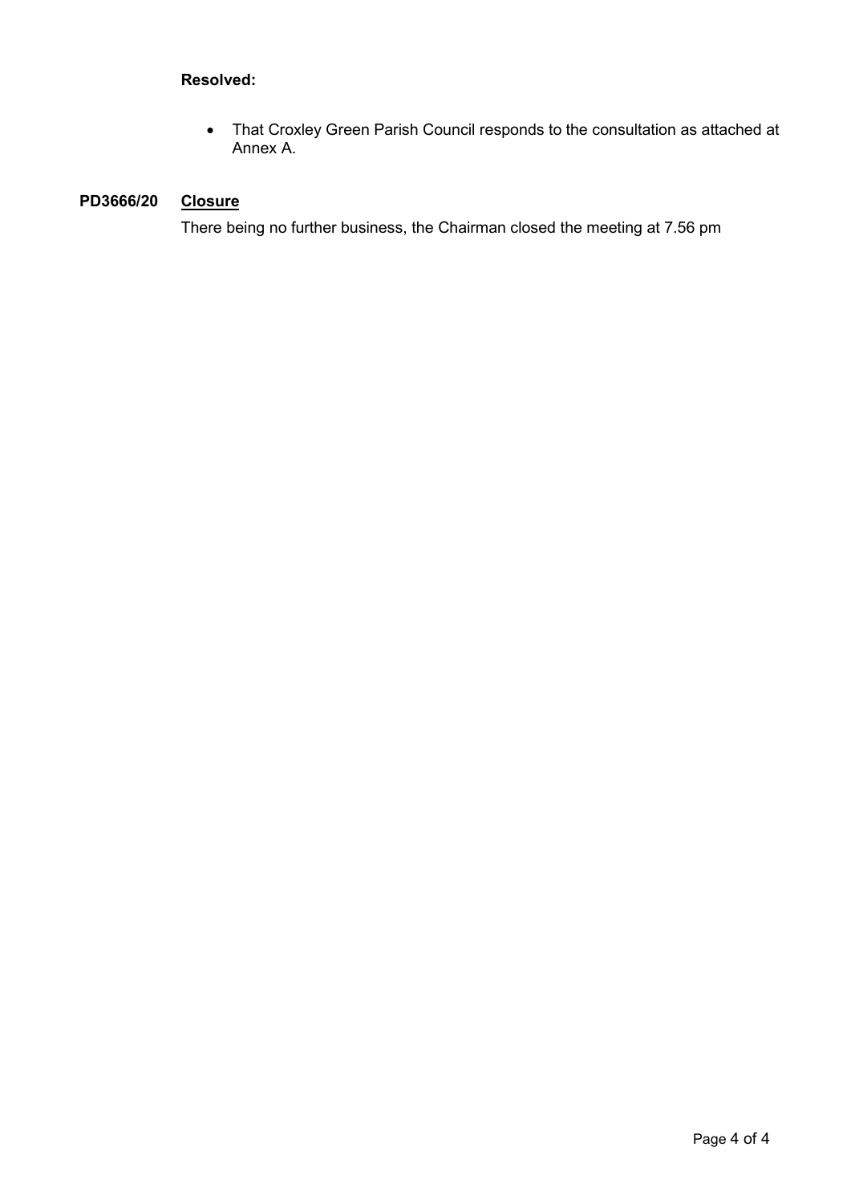**Resolved:**

- That Croxley Green Parish Council responds to the consultation as attached at Annex A.

**PD3666/20** <u>**Closure**</u>

There being no further business, the Chairman closed the meeting at 7.56 pm